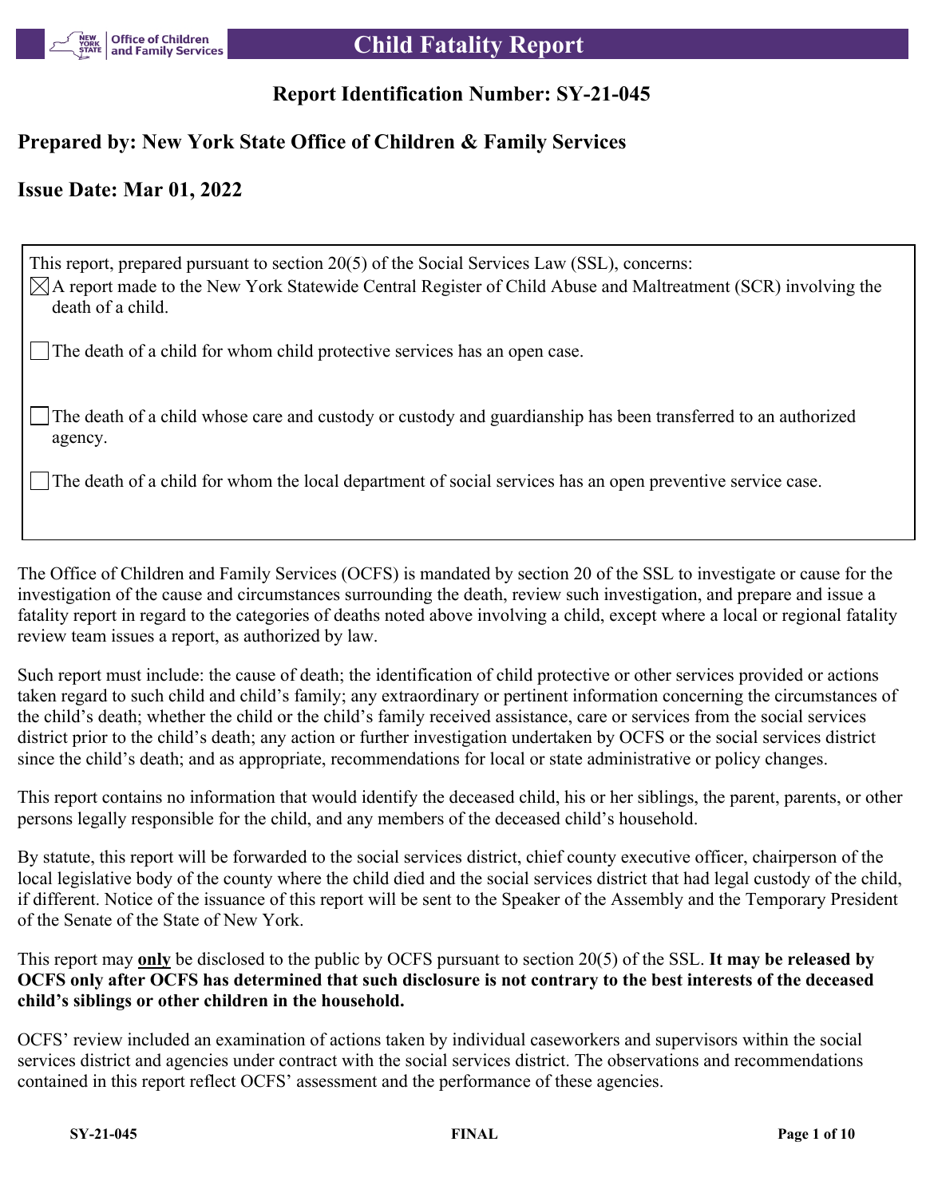# Child Fatality Report

## Report Identification Number: SY-21-045

## Prepared by: New York State Office of Children & Family Services

## Issue Date: Mar 01, 2022

This report, prepared pursuant to section 20(5) of the Social Services Law (SSL), concerns:

☒ A report made to the New York Statewide Central Register of Child Abuse and Maltreatment (SCR) involving the death of a child.

☐ The death of a child for whom child protective services has an open case.

☐ The death of a child whose care and custody or custody and guardianship has been transferred to an authorized agency.

☐ The death of a child for whom the local department of social services has an open preventive service case.

The Office of Children and Family Services (OCFS) is mandated by section 20 of the SSL to investigate or cause for the investigation of the cause and circumstances surrounding the death, review such investigation, and prepare and issue a fatality report in regard to the categories of deaths noted above involving a child, except where a local or regional fatality review team issues a report, as authorized by law.

Such report must include: the cause of death; the identification of child protective or other services provided or actions taken regard to such child and child's family; any extraordinary or pertinent information concerning the circumstances of the child's death; whether the child or the child's family received assistance, care or services from the social services district prior to the child's death; any action or further investigation undertaken by OCFS or the social services district since the child's death; and as appropriate, recommendations for local or state administrative or policy changes.

This report contains no information that would identify the deceased child, his or her siblings, the parent, parents, or other persons legally responsible for the child, and any members of the deceased child's household.

By statute, this report will be forwarded to the social services district, chief county executive officer, chairperson of the local legislative body of the county where the child died and the social services district that had legal custody of the child, if different. Notice of the issuance of this report will be sent to the Speaker of the Assembly and the Temporary President of the Senate of the State of New York.

This report may **only** be disclosed to the public by OCFS pursuant to section 20(5) of the SSL. **It may be released by OCFS only after OCFS has determined that such disclosure is not contrary to the best interests of the deceased child's siblings or other children in the household.**

OCFS' review included an examination of actions taken by individual caseworkers and supervisors within the social services district and agencies under contract with the social services district. The observations and recommendations contained in this report reflect OCFS' assessment and the performance of these agencies.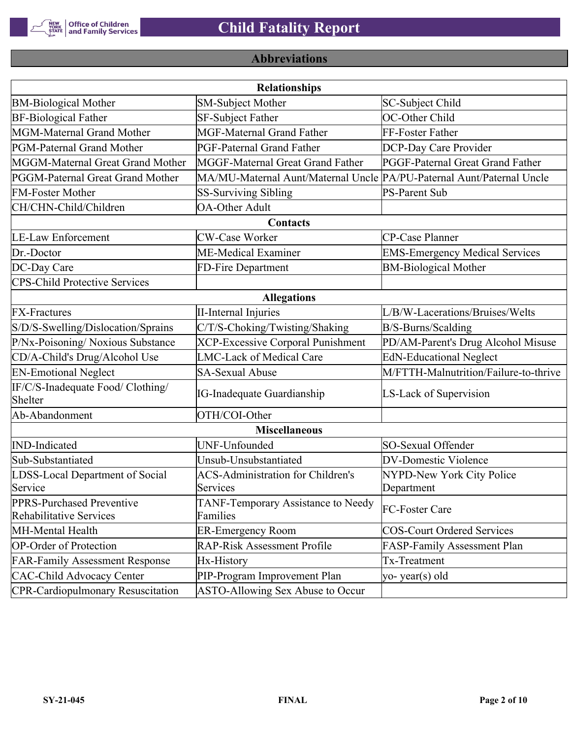## Abbreviations

| Relationships | | |
|---|---|---|
| BM-Biological Mother | SM-Subject Mother | SC-Subject Child |
| BF-Biological Father | SF-Subject Father | OC-Other Child |
| MGM-Maternal Grand Mother | MGF-Maternal Grand Father | FF-Foster Father |
| PGM-Paternal Grand Mother | PGF-Paternal Grand Father | DCP-Day Care Provider |
| MGGM-Maternal Great Grand Mother | MGGF-Maternal Great Grand Father | PGGF-Paternal Great Grand Father |
| PGGM-Paternal Great Grand Mother | MA/MU-Maternal Aunt/Maternal Uncle | PA/PU-Paternal Aunt/Paternal Uncle |
| FM-Foster Mother | SS-Surviving Sibling | PS-Parent Sub |
| CH/CHN-Child/Children | OA-Other Adult | |
| **Contacts** | | |
| LE-Law Enforcement | CW-Case Worker | CP-Case Planner |
| Dr.-Doctor | ME-Medical Examiner | EMS-Emergency Medical Services |
| DC-Day Care | FD-Fire Department | BM-Biological Mother |
| CPS-Child Protective Services | | |
| **Allegations** | | |
| FX-Fractures | II-Internal Injuries | L/B/W-Lacerations/Bruises/Welts |
| S/D/S-Swelling/Dislocation/Sprains | C/T/S-Choking/Twisting/Shaking | B/S-Burns/Scalding |
| P/Nx-Poisoning/ Noxious Substance | XCP-Excessive Corporal Punishment | PD/AM-Parent's Drug Alcohol Misuse |
| CD/A-Child's Drug/Alcohol Use | LMC-Lack of Medical Care | EdN-Educational Neglect |
| EN-Emotional Neglect | SA-Sexual Abuse | M/FTTH-Malnutrition/Failure-to-thrive |
| IF/C/S-Inadequate Food/ Clothing/ Shelter | IG-Inadequate Guardianship | LS-Lack of Supervision |
| Ab-Abandonment | OTH/COI-Other | |
| **Miscellaneous** | | |
| IND-Indicated | UNF-Unfounded | SO-Sexual Offender |
| Sub-Substantiated | Unsub-Unsubstantiated | DV-Domestic Violence |
| LDSS-Local Department of Social Service | ACS-Administration for Children's Services | NYPD-New York City Police Department |
| PPRS-Purchased Preventive Rehabilitative Services | TANF-Temporary Assistance to Needy Families | FC-Foster Care |
| MH-Mental Health | ER-Emergency Room | COS-Court Ordered Services |
| OP-Order of Protection | RAP-Risk Assessment Profile | FASP-Family Assessment Plan |
| FAR-Family Assessment Response | Hx-History | Tx-Treatment |
| CAC-Child Advocacy Center | PIP-Program Improvement Plan | yo- year(s) old |
| CPR-Cardiopulmonary Resuscitation | ASTO-Allowing Sex Abuse to Occur | |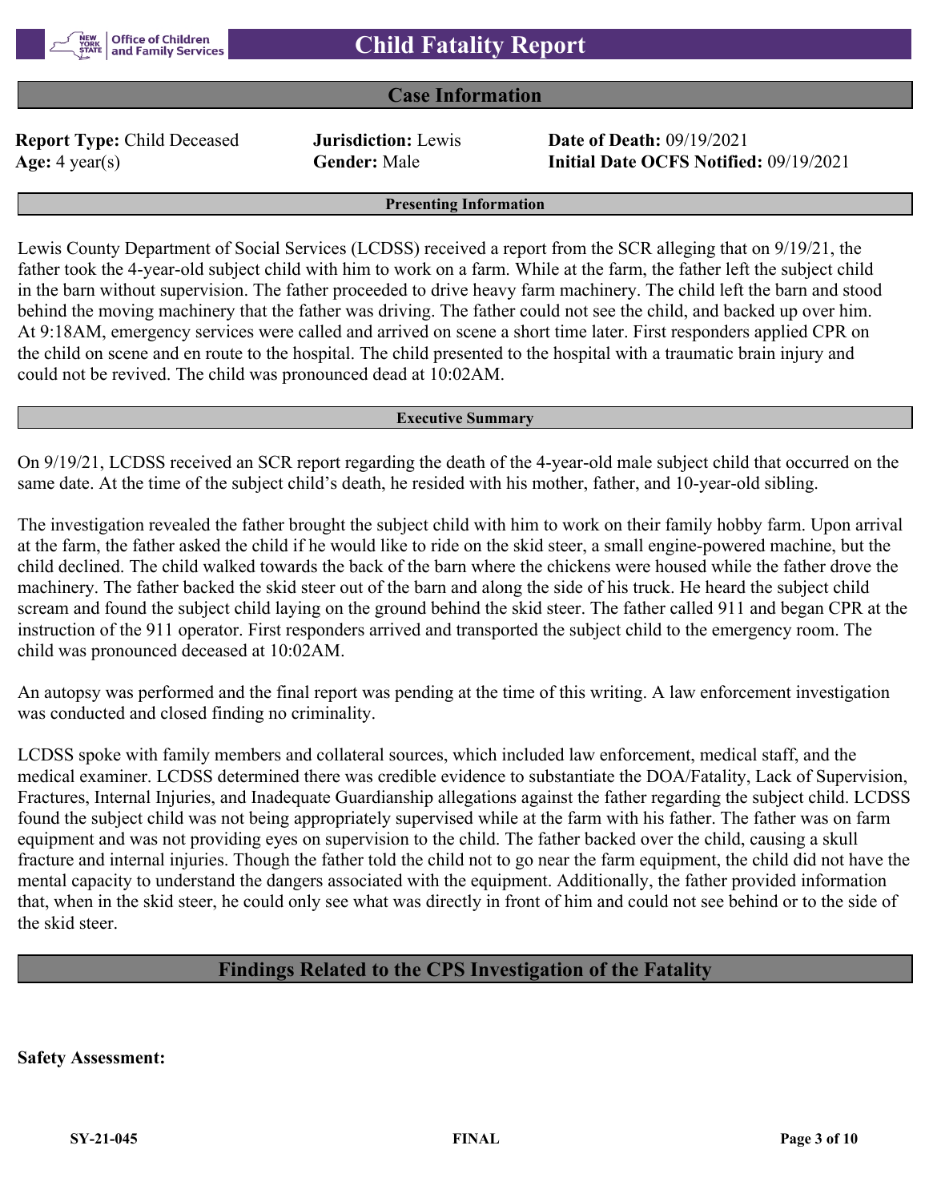# Child Fatality Report

## Case Information

**Report Type:** Child Deceased | **Jurisdiction:** Lewis | **Date of Death:** 09/19/2021
**Age:** 4 year(s) | **Gender:** Male | **Initial Date OCFS Notified:** 09/19/2021

### Presenting Information

Lewis County Department of Social Services (LCDSS) received a report from the SCR alleging that on 9/19/21, the father took the 4-year-old subject child with him to work on a farm. While at the farm, the father left the subject child in the barn without supervision. The father proceeded to drive heavy farm machinery. The child left the barn and stood behind the moving machinery that the father was driving. The father could not see the child, and backed up over him. At 9:18AM, emergency services were called and arrived on scene a short time later. First responders applied CPR on the child on scene and en route to the hospital. The child presented to the hospital with a traumatic brain injury and could not be revived. The child was pronounced dead at 10:02AM.

### Executive Summary

On 9/19/21, LCDSS received an SCR report regarding the death of the 4-year-old male subject child that occurred on the same date. At the time of the subject child's death, he resided with his mother, father, and 10-year-old sibling.

The investigation revealed the father brought the subject child with him to work on their family hobby farm. Upon arrival at the farm, the father asked the child if he would like to ride on the skid steer, a small engine-powered machine, but the child declined. The child walked towards the back of the barn where the chickens were housed while the father drove the machinery. The father backed the skid steer out of the barn and along the side of his truck. He heard the subject child scream and found the subject child laying on the ground behind the skid steer. The father called 911 and began CPR at the instruction of the 911 operator. First responders arrived and transported the subject child to the emergency room. The child was pronounced deceased at 10:02AM.

An autopsy was performed and the final report was pending at the time of this writing. A law enforcement investigation was conducted and closed finding no criminality.

LCDSS spoke with family members and collateral sources, which included law enforcement, medical staff, and the medical examiner. LCDSS determined there was credible evidence to substantiate the DOA/Fatality, Lack of Supervision, Fractures, Internal Injuries, and Inadequate Guardianship allegations against the father regarding the subject child. LCDSS found the subject child was not being appropriately supervised while at the farm with his father. The father was on farm equipment and was not providing eyes on supervision to the child. The father backed over the child, causing a skull fracture and internal injuries. Though the father told the child not to go near the farm equipment, the child did not have the mental capacity to understand the dangers associated with the equipment. Additionally, the father provided information that, when in the skid steer, he could only see what was directly in front of him and could not see behind or to the side of the skid steer.

## Findings Related to the CPS Investigation of the Fatality

**Safety Assessment:**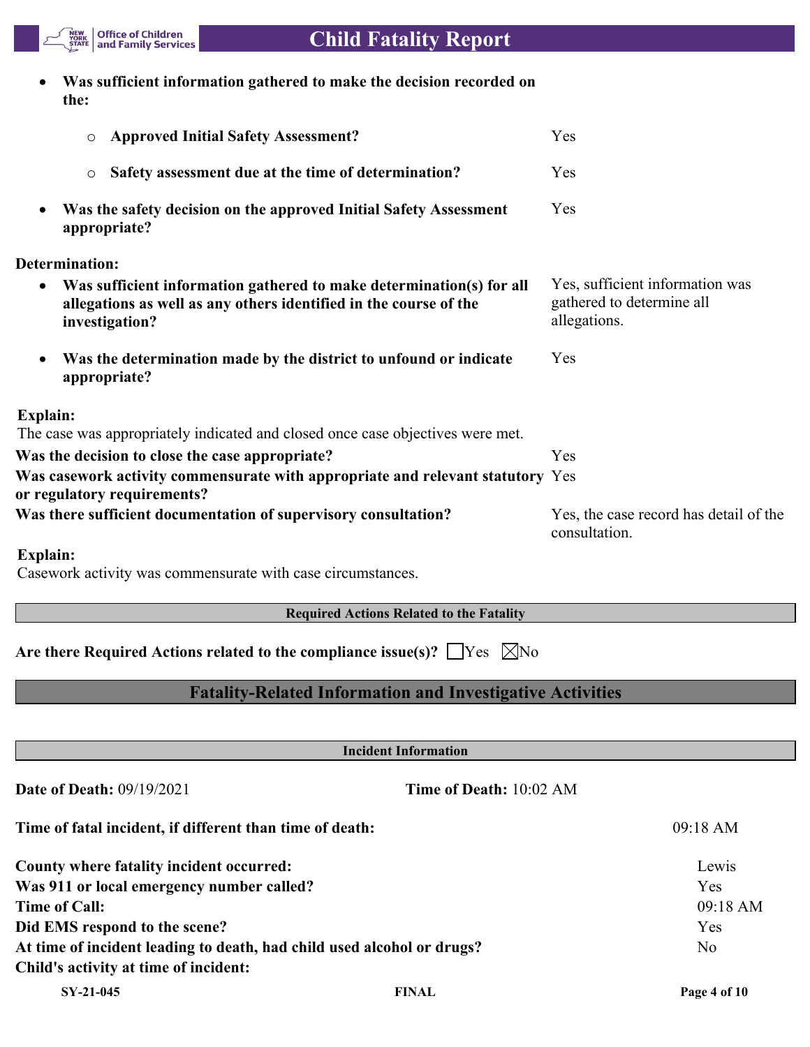- **Was sufficient information gathered to make the decision recorded on the:**
  - **Approved Initial Safety Assessment?** Yes
  - **Safety assessment due at the time of determination?** Yes
- **Was the safety decision on the approved Initial Safety Assessment appropriate?** Yes

**Determination:**

- **Was sufficient information gathered to make determination(s) for all allegations as well as any others identified in the course of the investigation?** Yes, sufficient information was gathered to determine all allegations.
- **Was the determination made by the district to unfound or indicate appropriate?** Yes

**Explain:**
The case was appropriately indicated and closed once case objectives were met.

**Was the decision to close the case appropriate?** Yes

**Was casework activity commensurate with appropriate and relevant statutory or regulatory requirements?** Yes

**Was there sufficient documentation of supervisory consultation?** Yes, the case record has detail of the consultation.

**Explain:**
Casework activity was commensurate with case circumstances.

**Required Actions Related to the Fatality**

**Are there Required Actions related to the compliance issue(s)?** ☐Yes ☒No

## Fatality-Related Information and Investigative Activities

**Incident Information**

**Date of Death:** 09/19/2021 **Time of Death:** 10:02 AM

**Time of fatal incident, if different than time of death:** 09:18 AM

**County where fatality incident occurred:** Lewis
**Was 911 or local emergency number called?** Yes
**Time of Call:** 09:18 AM
**Did EMS respond to the scene?** Yes
**At time of incident leading to death, had child used alcohol or drugs?** No
**Child's activity at time of incident:**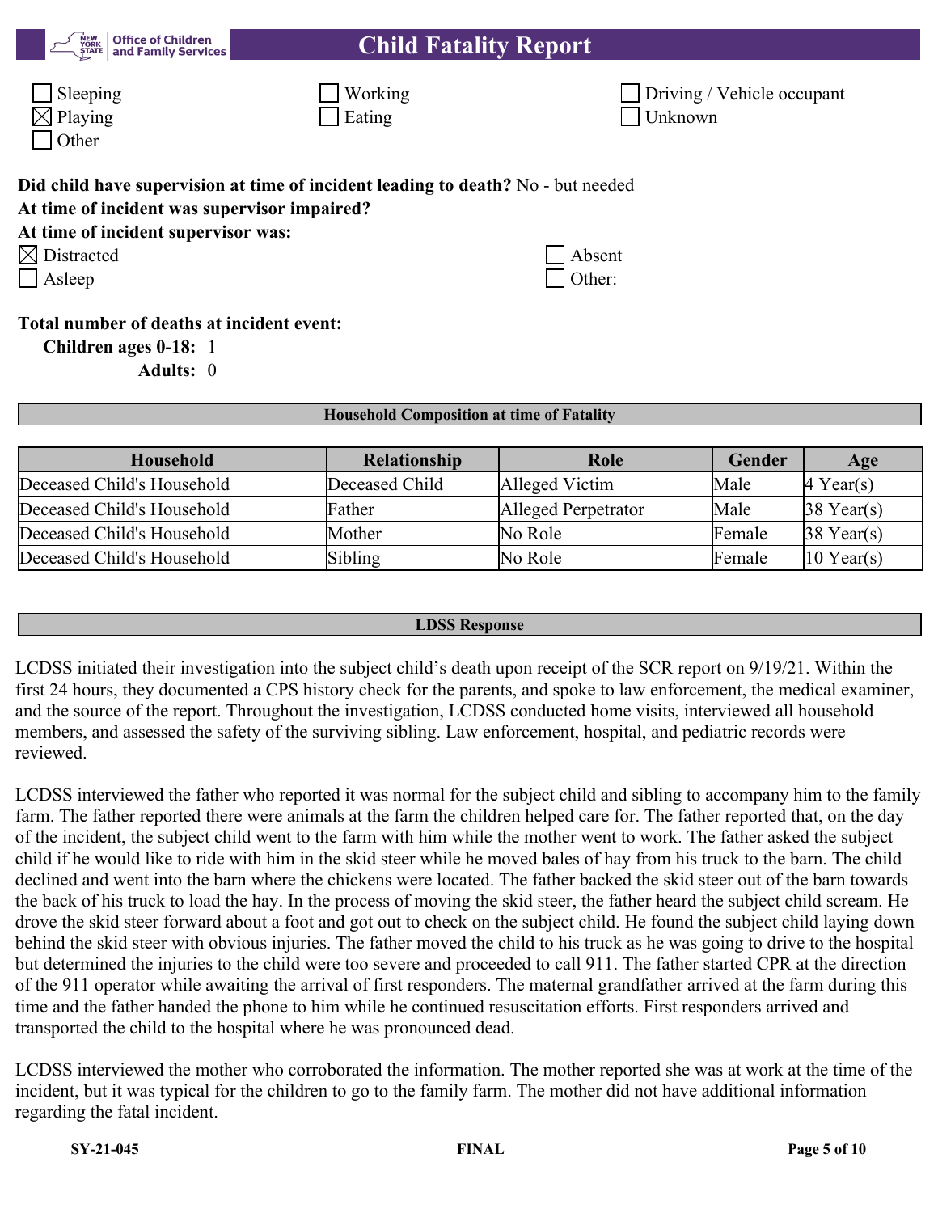- [ ] Sleeping
- [ ] Working
- [ ] Driving / Vehicle occupant
- [x] Playing
- [ ] Eating
- [ ] Unknown
- [ ] Other

**Did child have supervision at time of incident leading to death?** No - but needed

**At time of incident was supervisor impaired?**

**At time of incident supervisor was:**

- [x] Distracted
- [ ] Absent
- [ ] Asleep
- [ ] Other:

**Total number of deaths at incident event:**

**Children ages 0-18:** 1

**Adults:** 0

**Household Composition at time of Fatality**

| Household | Relationship | Role | Gender | Age |
|---|---|---|---|---|
| Deceased Child's Household | Deceased Child | Alleged Victim | Male | 4 Year(s) |
| Deceased Child's Household | Father | Alleged Perpetrator | Male | 38 Year(s) |
| Deceased Child's Household | Mother | No Role | Female | 38 Year(s) |
| Deceased Child's Household | Sibling | No Role | Female | 10 Year(s) |

**LDSS Response**

LCDSS initiated their investigation into the subject child's death upon receipt of the SCR report on 9/19/21. Within the first 24 hours, they documented a CPS history check for the parents, and spoke to law enforcement, the medical examiner, and the source of the report. Throughout the investigation, LCDSS conducted home visits, interviewed all household members, and assessed the safety of the surviving sibling. Law enforcement, hospital, and pediatric records were reviewed.

LCDSS interviewed the father who reported it was normal for the subject child and sibling to accompany him to the family farm. The father reported there were animals at the farm the children helped care for. The father reported that, on the day of the incident, the subject child went to the farm with him while the mother went to work. The father asked the subject child if he would like to ride with him in the skid steer while he moved bales of hay from his truck to the barn. The child declined and went into the barn where the chickens were located. The father backed the skid steer out of the barn towards the back of his truck to load the hay. In the process of moving the skid steer, the father heard the subject child scream. He drove the skid steer forward about a foot and got out to check on the subject child. He found the subject child laying down behind the skid steer with obvious injuries. The father moved the child to his truck as he was going to drive to the hospital but determined the injuries to the child were too severe and proceeded to call 911. The father started CPR at the direction of the 911 operator while awaiting the arrival of first responders. The maternal grandfather arrived at the farm during this time and the father handed the phone to him while he continued resuscitation efforts. First responders arrived and transported the child to the hospital where he was pronounced dead.

LCDSS interviewed the mother who corroborated the information. The mother reported she was at work at the time of the incident, but it was typical for the children to go to the family farm. The mother did not have additional information regarding the fatal incident.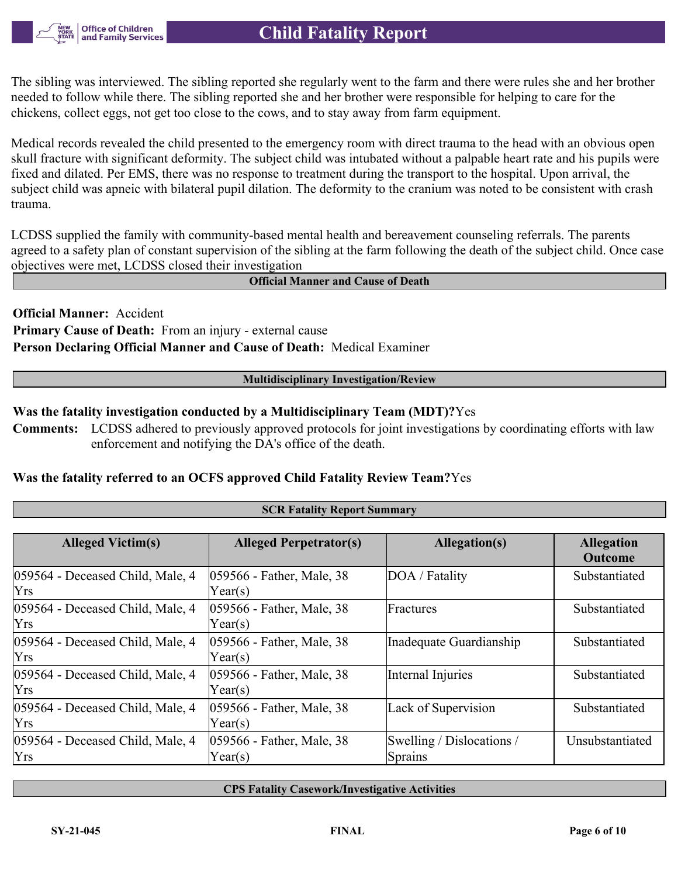The sibling was interviewed. The sibling reported she regularly went to the farm and there were rules she and her brother needed to follow while there. The sibling reported she and her brother were responsible for helping to care for the chickens, collect eggs, not get too close to the cows, and to stay away from farm equipment.

Medical records revealed the child presented to the emergency room with direct trauma to the head with an obvious open skull fracture with significant deformity. The subject child was intubated without a palpable heart rate and his pupils were fixed and dilated. Per EMS, there was no response to treatment during the transport to the hospital. Upon arrival, the subject child was apneic with bilateral pupil dilation. The deformity to the cranium was noted to be consistent with crash trauma.

LCDSS supplied the family with community-based mental health and bereavement counseling referrals. The parents agreed to a safety plan of constant supervision of the sibling at the farm following the death of the subject child. Once case objectives were met, LCDSS closed their investigation

## Official Manner and Cause of Death

**Official Manner:** Accident
**Primary Cause of Death:** From an injury - external cause
**Person Declaring Official Manner and Cause of Death:** Medical Examiner

## Multidisciplinary Investigation/Review

**Was the fatality investigation conducted by a Multidisciplinary Team (MDT)?** Yes

**Comments:** LCDSS adhered to previously approved protocols for joint investigations by coordinating efforts with law enforcement and notifying the DA's office of the death.

**Was the fatality referred to an OCFS approved Child Fatality Review Team?** Yes

## SCR Fatality Report Summary

| Alleged Victim(s) | Alleged Perpetrator(s) | Allegation(s) | Allegation Outcome |
|---|---|---|---|
| 059564 - Deceased Child, Male, 4 Yrs | 059566 - Father, Male, 38 Year(s) | DOA / Fatality | Substantiated |
| 059564 - Deceased Child, Male, 4 Yrs | 059566 - Father, Male, 38 Year(s) | Fractures | Substantiated |
| 059564 - Deceased Child, Male, 4 Yrs | 059566 - Father, Male, 38 Year(s) | Inadequate Guardianship | Substantiated |
| 059564 - Deceased Child, Male, 4 Yrs | 059566 - Father, Male, 38 Year(s) | Internal Injuries | Substantiated |
| 059564 - Deceased Child, Male, 4 Yrs | 059566 - Father, Male, 38 Year(s) | Lack of Supervision | Substantiated |
| 059564 - Deceased Child, Male, 4 Yrs | 059566 - Father, Male, 38 Year(s) | Swelling / Dislocations / Sprains | Unsubstantiated |

## CPS Fatality Casework/Investigative Activities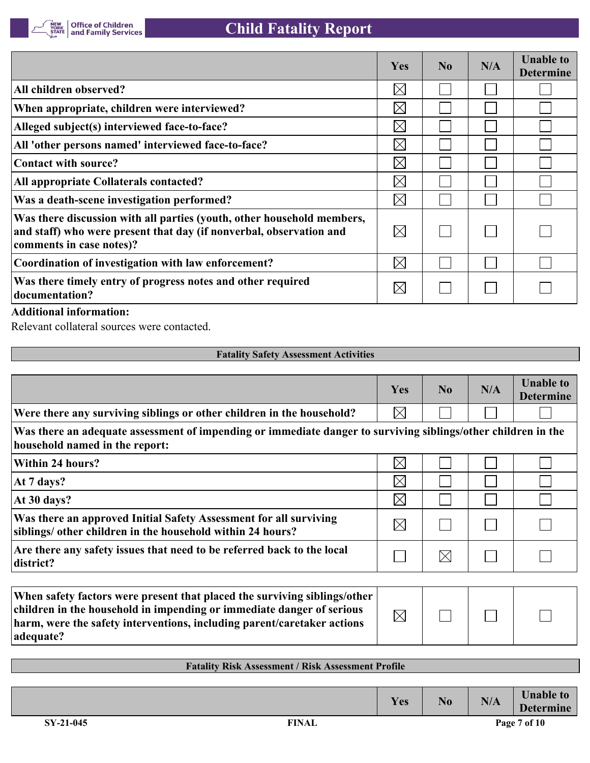| | Yes | No | N/A | Unable to Determine |
|---|---|---|---|---|
| All children observed? | ☒ | ☐ | ☐ | ☐ |
| When appropriate, children were interviewed? | ☒ | ☐ | ☐ | ☐ |
| Alleged subject(s) interviewed face-to-face? | ☒ | ☐ | ☐ | ☐ |
| All 'other persons named' interviewed face-to-face? | ☒ | ☐ | ☐ | ☐ |
| Contact with source? | ☒ | ☐ | ☐ | ☐ |
| All appropriate Collaterals contacted? | ☒ | ☐ | ☐ | ☐ |
| Was a death-scene investigation performed? | ☒ | ☐ | ☐ | ☐ |
| Was there discussion with all parties (youth, other household members, and staff) who were present that day (if nonverbal, observation and comments in case notes)? | ☒ | ☐ | ☐ | ☐ |
| Coordination of investigation with law enforcement? | ☒ | ☐ | ☐ | ☐ |
| Was there timely entry of progress notes and other required documentation? | ☒ | ☐ | ☐ | ☐ |

**Additional information:**

Relevant collateral sources were contacted.

## Fatality Safety Assessment Activities

| | Yes | No | N/A | Unable to Determine |
|---|---|---|---|---|
| Were there any surviving siblings or other children in the household? | ☒ | ☐ | ☐ | ☐ |
| **Was there an adequate assessment of impending or immediate danger to surviving siblings/other children in the household named in the report:** | | | | |
| Within 24 hours? | ☒ | ☐ | ☐ | ☐ |
| At 7 days? | ☒ | ☐ | ☐ | ☐ |
| At 30 days? | ☒ | ☐ | ☐ | ☐ |
| Was there an approved Initial Safety Assessment for all surviving siblings/ other children in the household within 24 hours? | ☒ | ☐ | ☐ | ☐ |
| Are there any safety issues that need to be referred back to the local district? | ☐ | ☒ | ☐ | ☐ |

| | | | | |
|---|---|---|---|---|
| When safety factors were present that placed the surviving siblings/other children in the household in impending or immediate danger of serious harm, were the safety interventions, including parent/caretaker actions adequate? | ☒ | ☐ | ☐ | ☐ |

## Fatality Risk Assessment / Risk Assessment Profile

| | Yes | No | N/A | Unable to Determine |
|---|---|---|---|---|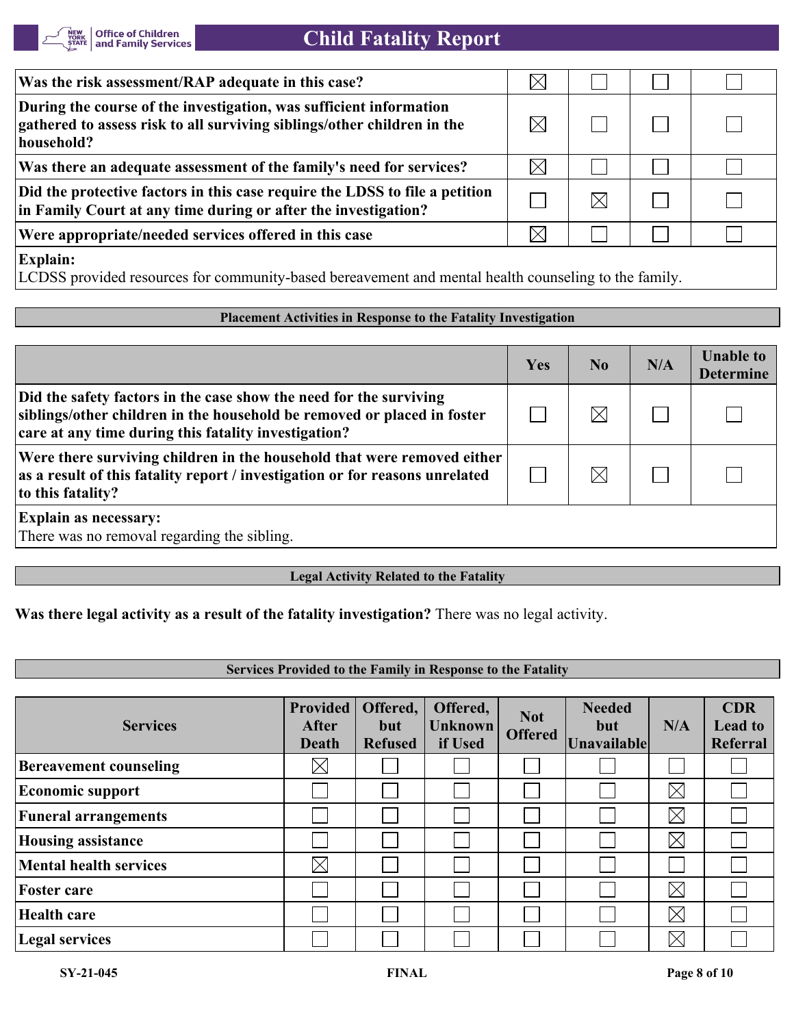| | Yes | No | N/A | Unable to Determine |
|---|---|---|---|---|
| **Was the risk assessment/RAP adequate in this case?** | ☒ | ☐ | ☐ | ☐ |
| **During the course of the investigation, was sufficient information gathered to assess risk to all surviving siblings/other children in the household?** | ☒ | ☐ | ☐ | ☐ |
| **Was there an adequate assessment of the family's need for services?** | ☒ | ☐ | ☐ | ☐ |
| **Did the protective factors in this case require the LDSS to file a petition in Family Court at any time during or after the investigation?** | ☐ | ☒ | ☐ | ☐ |
| **Were appropriate/needed services offered in this case** | ☒ | ☐ | ☐ | ☐ |

**Explain:**
LCDSS provided resources for community-based bereavement and mental health counseling to the family.

### Placement Activities in Response to the Fatality Investigation

| | Yes | No | N/A | Unable to Determine |
|---|---|---|---|---|
| **Did the safety factors in the case show the need for the surviving siblings/other children in the household be removed or placed in foster care at any time during this fatality investigation?** | ☐ | ☒ | ☐ | ☐ |
| **Were there surviving children in the household that were removed either as a result of this fatality report / investigation or for reasons unrelated to this fatality?** | ☐ | ☒ | ☐ | ☐ |

**Explain as necessary:**
There was no removal regarding the sibling.

### Legal Activity Related to the Fatality

**Was there legal activity as a result of the fatality investigation?** There was no legal activity.

### Services Provided to the Family in Response to the Fatality

| Services | Provided After Death | Offered, but Refused | Offered, Unknown if Used | Not Offered | Needed but Unavailable | N/A | CDR Lead to Referral |
|---|---|---|---|---|---|---|---|
| **Bereavement counseling** | ☒ | ☐ | ☐ | ☐ | ☐ | ☐ | ☐ |
| **Economic support** | ☐ | ☐ | ☐ | ☐ | ☐ | ☒ | ☐ |
| **Funeral arrangements** | ☐ | ☐ | ☐ | ☐ | ☐ | ☒ | ☐ |
| **Housing assistance** | ☐ | ☐ | ☐ | ☐ | ☐ | ☒ | ☐ |
| **Mental health services** | ☒ | ☐ | ☐ | ☐ | ☐ | ☐ | ☐ |
| **Foster care** | ☐ | ☐ | ☐ | ☐ | ☐ | ☒ | ☐ |
| **Health care** | ☐ | ☐ | ☐ | ☐ | ☐ | ☒ | ☐ |
| **Legal services** | ☐ | ☐ | ☐ | ☐ | ☐ | ☒ | ☐ |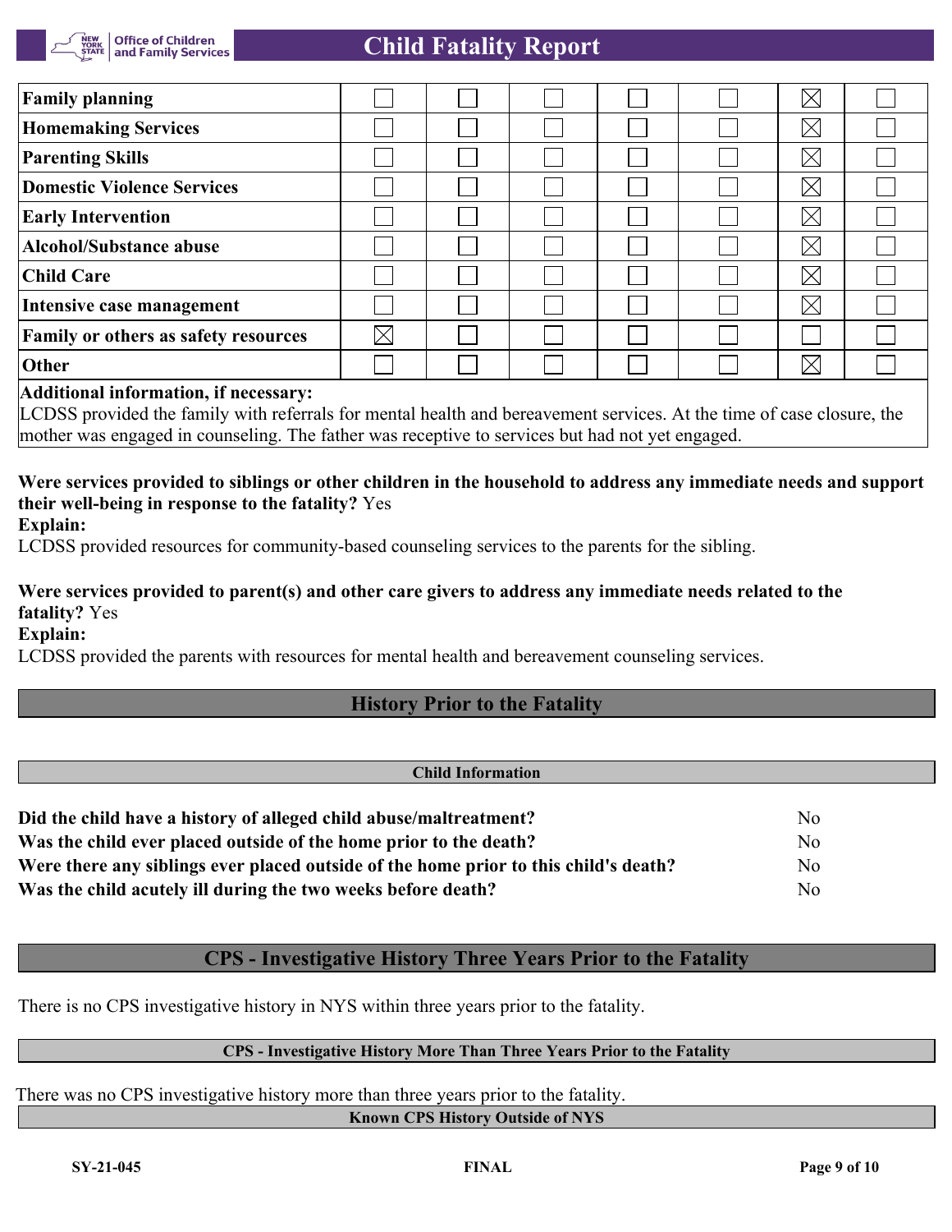| Family planning | ☐ | ☐ | ☐ | ☐ | ☐ | ☒ | ☐ |
|---|---|---|---|---|---|---|---|
| Homemaking Services | ☐ | ☐ | ☐ | ☐ | ☐ | ☒ | ☐ |
| Parenting Skills | ☐ | ☐ | ☐ | ☐ | ☐ | ☒ | ☐ |
| Domestic Violence Services | ☐ | ☐ | ☐ | ☐ | ☐ | ☒ | ☐ |
| Early Intervention | ☐ | ☐ | ☐ | ☐ | ☐ | ☒ | ☐ |
| Alcohol/Substance abuse | ☐ | ☐ | ☐ | ☐ | ☐ | ☒ | ☐ |
| Child Care | ☐ | ☐ | ☐ | ☐ | ☐ | ☒ | ☐ |
| Intensive case management | ☐ | ☐ | ☐ | ☐ | ☐ | ☒ | ☐ |
| Family or others as safety resources | ☒ | ☐ | ☐ | ☐ | ☐ | ☐ | ☐ |
| Other | ☐ | ☐ | ☐ | ☐ | ☐ | ☒ | ☐ |

**Additional information, if necessary:**
LCDSS provided the family with referrals for mental health and bereavement services. At the time of case closure, the mother was engaged in counseling. The father was receptive to services but had not yet engaged.

**Were services provided to siblings or other children in the household to address any immediate needs and support their well-being in response to the fatality?** Yes

**Explain:**
LCDSS provided resources for community-based counseling services to the parents for the sibling.

**Were services provided to parent(s) and other care givers to address any immediate needs related to the fatality?** Yes

**Explain:**
LCDSS provided the parents with resources for mental health and bereavement counseling services.

## History Prior to the Fatality

### Child Information

| | |
|---|---|
| **Did the child have a history of alleged child abuse/maltreatment?** | No |
| **Was the child ever placed outside of the home prior to the death?** | No |
| **Were there any siblings ever placed outside of the home prior to this child's death?** | No |
| **Was the child acutely ill during the two weeks before death?** | No |

## CPS - Investigative History Three Years Prior to the Fatality

There is no CPS investigative history in NYS within three years prior to the fatality.

### CPS - Investigative History More Than Three Years Prior to the Fatality

There was no CPS investigative history more than three years prior to the fatality.

### Known CPS History Outside of NYS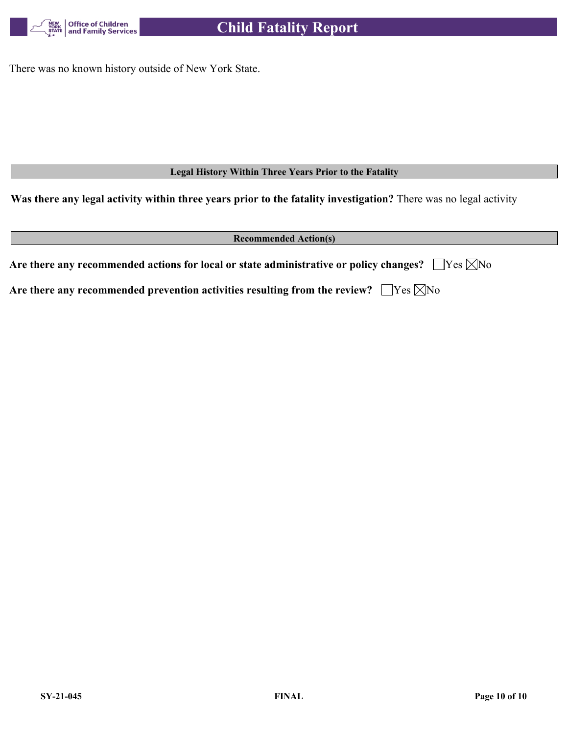There was no known history outside of New York State.

## Legal History Within Three Years Prior to the Fatality

**Was there any legal activity within three years prior to the fatality investigation?** There was no legal activity

## Recommended Action(s)

**Are there any recommended actions for local or state administrative or policy changes?** ☐Yes ☒No

**Are there any recommended prevention activities resulting from the review?** ☐Yes ☒No